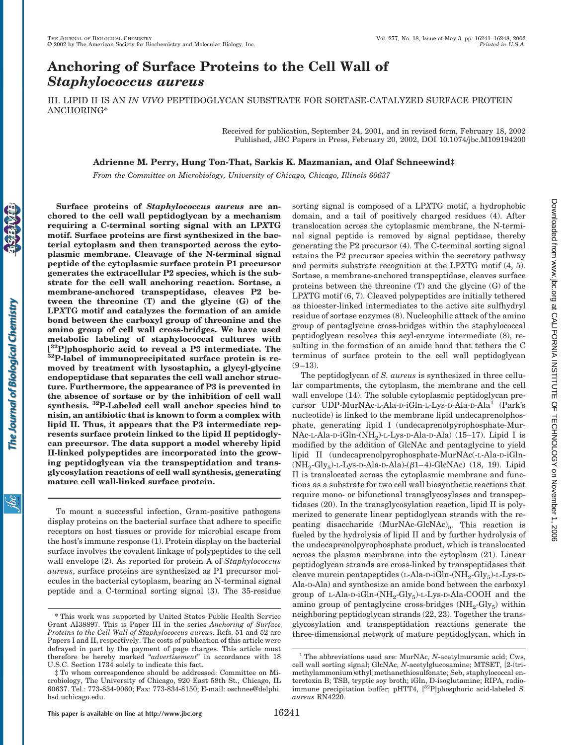# Anchoring of Surface Proteins to the Cell Wall of *Staphylococcus aureus*

III. LIPID II IS AN *IN VIVO* PEPTIDOGLYCAN SUBSTRATE FOR SORTASE-CATALYZED SURFACE PROTEIN ANCHORING*

Received for publication, September 24, 2001, and in revised form, February 18, 2002
Published, JBC Papers in Press, February 20, 2002, DOI 10.1074/jbc.M109194200

**Adrienne M. Perry, Hung Ton-That, Sarkis K. Mazmanian, and Olaf Schneewind‡**

*From the Committee on Microbiology, University of Chicago, Chicago, Illinois 60637*

**Surface proteins of *Staphylococcus aureus* are anchored to the cell wall peptidoglycan by a mechanism requiring a C-terminal sorting signal with an LPXTG motif. Surface proteins are first synthesized in the bacterial cytoplasm and then transported across the cytoplasmic membrane. Cleavage of the N-terminal signal peptide of the cytoplasmic surface protein P1 precursor generates the extracellular P2 species, which is the substrate for the cell wall anchoring reaction. Sortase, a membrane-anchored transpeptidase, cleaves P2 between the threonine (T) and the glycine (G) of the LPXTG motif and catalyzes the formation of an amide bond between the carboxyl group of threonine and the amino group of cell wall cross-bridges. We have used metabolic labeling of staphylococcal cultures with [$^{32}$P]phosphoric acid to reveal a P3 intermediate. The $^{32}$P-label of immunoprecipitated surface protein is removed by treatment with lysostaphin, a glycyl-glycine endopeptidase that separates the cell wall anchor structure. Furthermore, the appearance of P3 is prevented in the absence of sortase or by the inhibition of cell wall synthesis. $^{32}$P-Labeled cell wall anchor species bind to nisin, an antibiotic that is known to form a complex with lipid II. Thus, it appears that the P3 intermediate represents surface protein linked to the lipid II peptidoglycan precursor. The data support a model whereby lipid II-linked polypeptides are incorporated into the growing peptidoglycan via the transpeptidation and transglycosylation reactions of cell wall synthesis, generating mature cell wall-linked surface protein.**

To mount a successful infection, Gram-positive pathogens display proteins on the bacterial surface that adhere to specific receptors on host tissues or provide for microbial escape from the host's immune response (1). Protein display on the bacterial surface involves the covalent linkage of polypeptides to the cell wall envelope (2). As reported for protein A of *Staphylococcus aureus*, surface proteins are synthesized as P1 precursor molecules in the bacterial cytoplasm, bearing an N-terminal signal peptide and a C-terminal sorting signal (3). The 35-residue sorting signal is composed of a LP*X*TG motif, a hydrophobic domain, and a tail of positively charged residues (4). After translocation across the cytoplasmic membrane, the N-terminal signal peptide is removed by signal peptidase, thereby generating the P2 precursor (4). The C-terminal sorting signal retains the P2 precursor species within the secretory pathway and permits substrate recognition at the LP*X*TG motif (4, 5). Sortase, a membrane-anchored transpeptidase, cleaves surface proteins between the threonine (T) and the glycine (G) of the LP*X*TG motif (6, 7). Cleaved polypeptides are initially tethered as thioester-linked intermediates to the active site sulfhydryl residue of sortase enzymes (8). Nucleophilic attack of the amino group of pentaglycine cross-bridges within the staphylococcal peptidoglycan resolves this acyl-enzyme intermediate (8), resulting in the formation of an amide bond that tethers the C terminus of surface protein to the cell wall peptidoglycan (9–13).

The peptidoglycan of *S. aureus* is synthesized in three cellular compartments, the cytoplasm, the membrane and the cell wall envelope (14). The soluble cytoplasmic peptidoglycan precursor UDP-MurNAc-L-Ala-D-iGln-L-Lys-D-Ala-D-Ala[1] (Park's nucleotide) is linked to the membrane lipid undecaprenolphosphate, generating lipid I (undecaprenolpyrophosphate-MurNAc-L-Ala-D-iGln-($NH_2$)-L-Lys-D-Ala-D-Ala) (15–17). Lipid I is modified by the addition of GlcNAc and pentaglycine to yield lipid II (undecaprenolpyrophosphate-MurNAc(-L-Ala-D-iGln-($NH_2$-$Gly_5$)-L-Lys-D-Ala-D-Ala)-(β1–4)-GlcNAc) (18, 19). Lipid II is translocated across the cytoplasmic membrane and functions as a substrate for two cell wall biosynthetic reactions that require mono- or bifunctional transglycosylases and transpeptidases (20). In the transglycosylation reaction, lipid II is polymerized to generate linear peptidoglycan strands with the repeating disaccharide $(\text{MurNAc-GlcNAc})_n$. This reaction is fueled by the hydrolysis of lipid II and by further hydrolysis of the undecaprenolpyrophosphate product, which is translocated across the plasma membrane into the cytoplasm (21). Linear peptidoglycan strands are cross-linked by transpeptidases that cleave murein pentapeptides (L-Ala-D-iGln-($NH_2$-$Gly_5$)-L-Lys-D-Ala-D-Ala) and synthesize an amide bond between the carboxyl group of L-Ala-D-iGln-($NH_2$-$Gly_5$)-L-Lys-D-Ala-COOH and the amino group of pentaglycine cross-bridges ($NH_2$-$Gly_5$) within neighboring peptidoglycan strands (22, 23). Together the transglycosylation and transpeptidation reactions generate the three-dimensional network of mature peptidoglycan, which in

---

\* This work was supported by United States Public Health Service Grant AI38897. This is Paper III in the series *Anchoring of Surface Proteins to the Cell Wall of Staphylococcus aureus*. Refs. 51 and 52 are Papers I and II, respectively. The costs of publication of this article were defrayed in part by the payment of page charges. This article must therefore be hereby marked "*advertisement*" in accordance with 18 U.S.C. Section 1734 solely to indicate this fact.

‡ To whom correspondence should be addressed: Committee on Microbiology, The University of Chicago, 920 East 58th St., Chicago, IL 60637. Tel.: 773-834-9060; Fax: 773-834-8150; E-mail: oschnee@delphi.bsd.uchicago.edu.

[1] The abbreviations used are: MurNAc, *N*-acetylmuramic acid; Cws, cell wall sorting signal; GlcNAc, *N*-acetylglucosamine; MTSET, [2-(trimethylammonium)ethyl]methanethiosulfonate; Seb, staphylococcal enterotoxin B; TSB, tryptic soy broth; iGln, D-isoglutamine; RIPA, radioimmune precipitation buffer; pHTT4, [$^{32}$P]phosphoric acid-labeled *S. aureus* RN4220.

This paper is available on line at http://www.jbc.org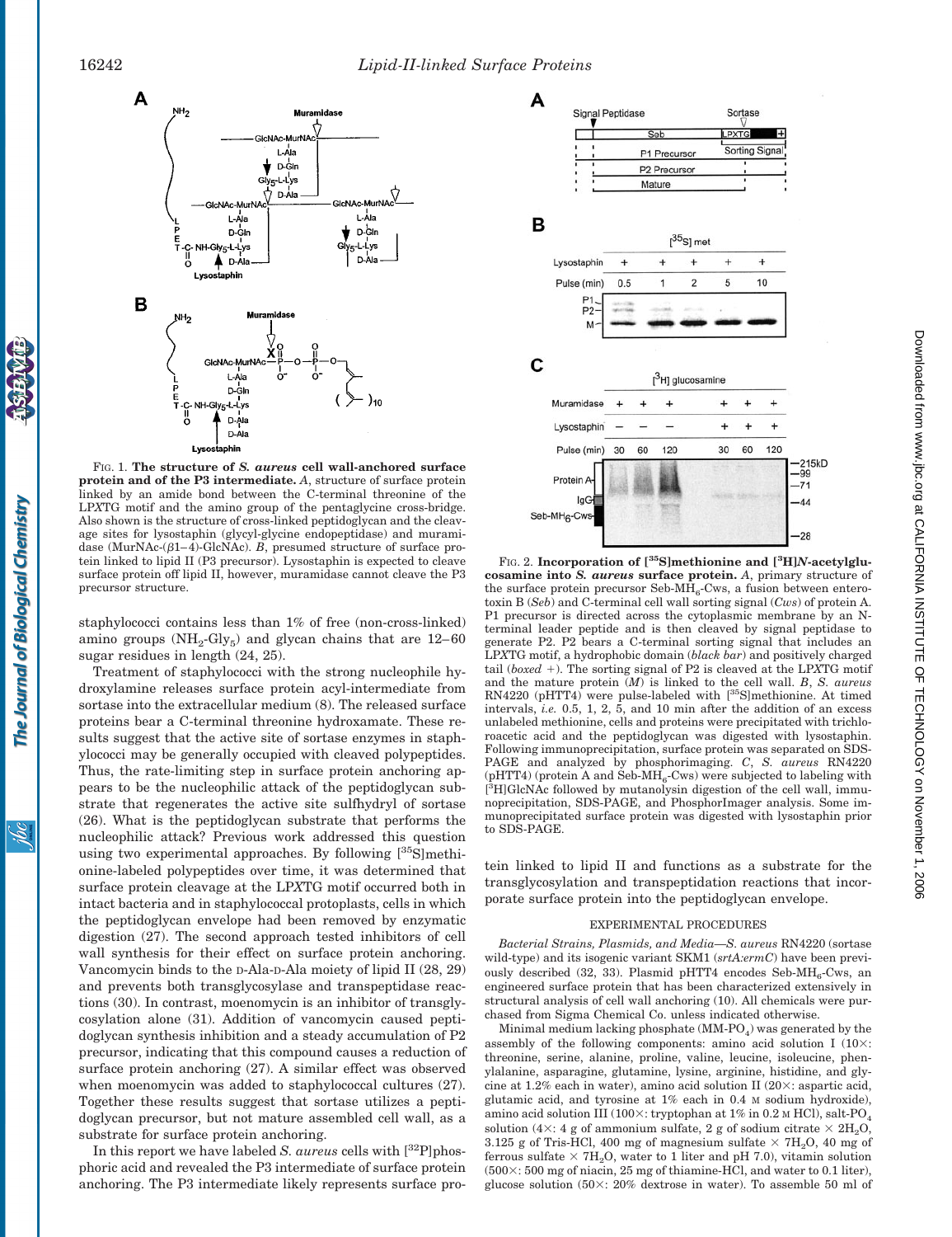FIG. 1. **The structure of *S. aureus* cell wall-anchored surface protein and of the P3 intermediate.** *A*, structure of surface protein linked by an amide bond between the C-terminal threonine of the LP*X*TG motif and the amino group of the pentaglycine cross-bridge. Also shown is the structure of cross-linked peptidoglycan and the cleavage sites for lysostaphin (glycyl-glycine endopeptidase) and muramidase (MurNAc-(β1–4)-GlcNAc). *B*, presumed structure of surface protein linked to lipid II (P3 precursor). Lysostaphin is expected to cleave surface protein off lipid II, however, muramidase cannot cleave the P3 precursor structure.

staphylococci contains less than 1% of free (non-cross-linked) amino groups ($NH_2$-$Gly_5$) and glycan chains that are 12–60 sugar residues in length (24, 25).

Treatment of staphylococci with the strong nucleophile hydroxylamine releases surface protein acyl-intermediate from sortase into the extracellular medium (8). The released surface proteins bear a C-terminal threonine hydroxamate. These results suggest that the active site of sortase enzymes in staphylococci may be generally occupied with cleaved polypeptides. Thus, the rate-limiting step in surface protein anchoring appears to be the nucleophilic attack of the peptidoglycan substrate that regenerates the active site sulfhydryl of sortase (26). What is the peptidoglycan substrate that performs the nucleophilic attack? Previous work addressed this question using two experimental approaches. By following [$^{35}$S]methionine-labeled polypeptides over time, it was determined that surface protein cleavage at the LP*X*TG motif occurred both in intact bacteria and in staphylococcal protoplasts, cells in which the peptidoglycan envelope had been removed by enzymatic digestion (27). The second approach tested inhibitors of cell wall synthesis for their effect on surface protein anchoring. Vancomycin binds to the D-Ala-D-Ala moiety of lipid II (28, 29) and prevents both transglycosylase and transpeptidase reactions (30). In contrast, moenomycin is an inhibitor of transglycosylation alone (31). Addition of vancomycin caused peptidoglycan synthesis inhibition and a steady accumulation of P2 precursor, indicating that this compound causes a reduction of surface protein anchoring (27). A similar effect was observed when moenomycin was added to staphylococcal cultures (27). Together these results suggest that sortase utilizes a peptidoglycan precursor, but not mature assembled cell wall, as a substrate for surface protein anchoring.

In this report we have labeled *S. aureus* cells with [$^{32}$P]phosphoric acid and revealed the P3 intermediate of surface protein anchoring. The P3 intermediate likely represents surface protein linked to lipid II and functions as a substrate for the transglycosylation and transpeptidation reactions that incorporate surface protein into the peptidoglycan envelope.

FIG. 2. **Incorporation of [$^{35}$S]methionine and [$^{3}$H]*N*-acetylglucosamine into *S. aureus* surface protein.** *A*, primary structure of the surface protein precursor Seb-$MH_6$-Cws, a fusion between enterotoxin B (*Seb*) and C-terminal cell wall sorting signal (*Cws*) of protein A. P1 precursor is directed across the cytoplasmic membrane by an N-terminal leader peptide and is then cleaved by signal peptidase to generate P2. P2 bears a C-terminal sorting signal that includes an LP*X*TG motif, a hydrophobic domain (*black bar*) and positively charged tail (*boxed* +). The sorting signal of P2 is cleaved at the LP*X*TG motif and the mature protein (*M*) is linked to the cell wall. *B*, *S. aureus* RN4220 (pHTT4) were pulse-labeled with [$^{35}$S]methionine. At timed intervals, *i.e.* 0.5, 1, 2, 5, and 10 min after the addition of an excess unlabeled methionine, cells and proteins were precipitated with trichloroacetic acid and the peptidoglycan was digested with lysostaphin. Following immunoprecipitation, surface protein was separated on SDS-PAGE and analyzed by phosphorimaging. *C*, *S. aureus* RN4220 (pHTT4) (protein A and Seb-$MH_6$-Cws) were subjected to labeling with [$^{3}$H]GlcNAc followed by mutanolysin digestion of the cell wall, immunoprecipitation, SDS-PAGE, and PhosphorImager analysis. Some immunoprecipitated surface protein was digested with lysostaphin prior to SDS-PAGE.

## EXPERIMENTAL PROCEDURES

*Bacterial Strains, Plasmids, and Media*—*S. aureus* RN4220 (sortase wild-type) and its isogenic variant SKM1 (*srtA*:*ermC*) have been previously described (32, 33). Plasmid pHTT4 encodes Seb-$MH_6$-Cws, an engineered surface protein that has been characterized extensively in structural analysis of cell wall anchoring (10). All chemicals were purchased from Sigma Chemical Co. unless indicated otherwise.

Minimal medium lacking phosphate (MM-$PO_4$) was generated by the assembly of the following components: amino acid solution I (10×: threonine, serine, alanine, proline, valine, leucine, isoleucine, phenylalanine, asparagine, glutamine, lysine, arginine, histidine, and glycine at 1.2% each in water), amino acid solution II (20×: aspartic acid, glutamic acid, and tyrosine at 1% each in 0.4 M sodium hydroxide), amino acid solution III (100×: tryptophan at 1% in 0.2 M HCl), salt-$PO_4$ solution (4×: 4 g of ammonium sulfate, 2 g of sodium citrate × $2H_2O$, 3.125 g of Tris-HCl, 400 mg of magnesium sulfate × $7H_2O$, 40 mg of ferrous sulfate × $7H_2O$, water to 1 liter and pH 7.0), vitamin solution (500×: 500 mg of niacin, 25 mg of thiamine-HCl, and water to 0.1 liter), glucose solution (50×: 20% dextrose in water). To assemble 50 ml of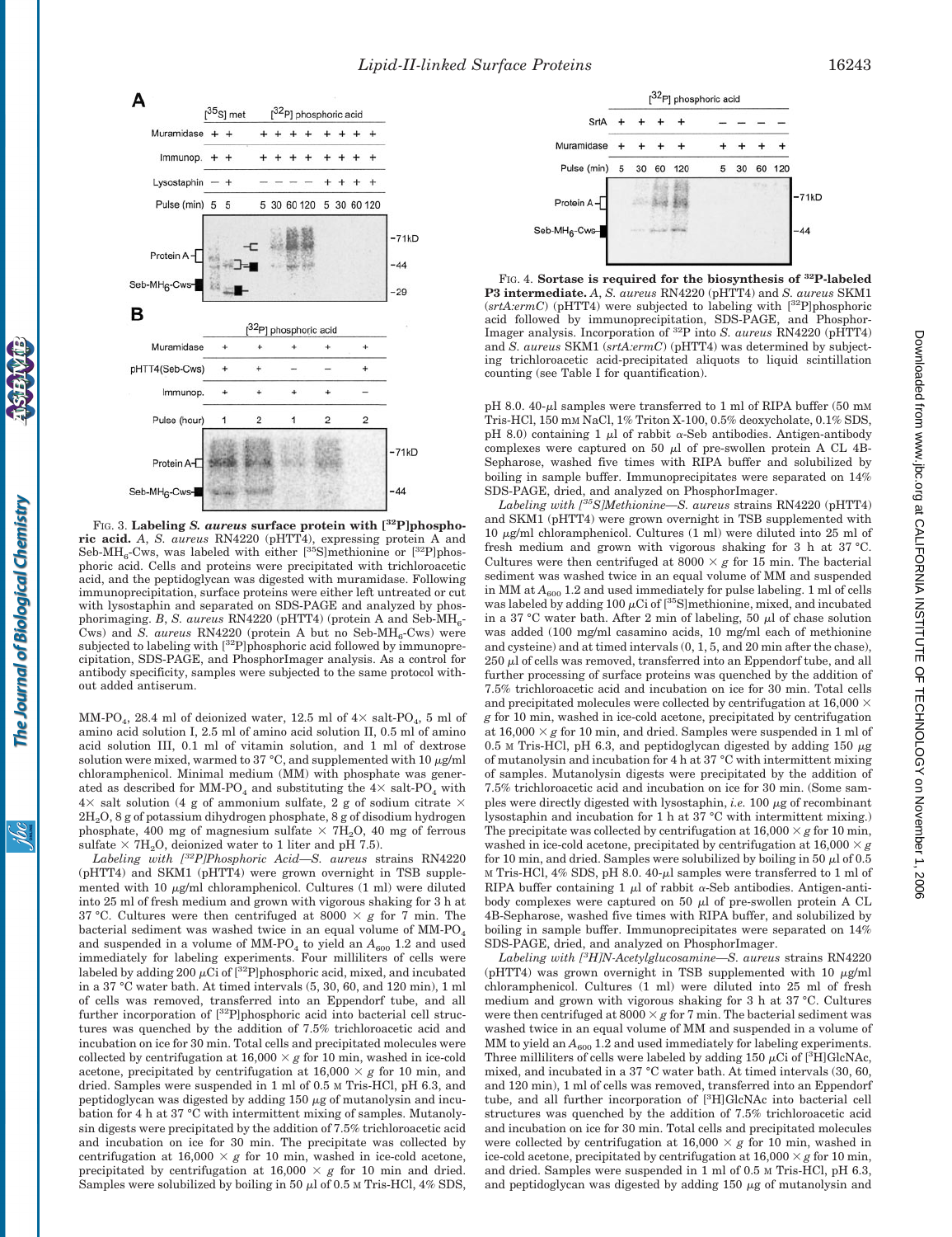FIG. 3. **Labeling *S. aureus* surface protein with [$^{32}$P]phosphoric acid.** *A*, *S. aureus* RN4220 (pHTT4), expressing protein A and Seb-MH$_6$-Cws, was labeled with either [$^{35}$S]methionine or [$^{32}$P]phosphoric acid. Cells and proteins were precipitated with trichloroacetic acid, and the peptidoglycan was digested with muramidase. Following immunoprecipitation, surface proteins were either left untreated or cut with lysostaphin and separated on SDS-PAGE and analyzed by phosphorimaging. *B*, *S. aureus* RN4220 (pHTT4) (protein A and Seb-MH$_6$-Cws) and *S. aureus* RN4220 (protein A but no Seb-MH$_6$-Cws) were subjected to labeling with [$^{32}$P]phosphoric acid followed by immunoprecipitation, SDS-PAGE, and PhosphorImager analysis. As a control for antibody specificity, samples were subjected to the same protocol without added antiserum.

FIG. 4. **Sortase is required for the biosynthesis of $^{32}$P-labeled P3 intermediate.** *A*, *S. aureus* RN4220 (pHTT4) and *S. aureus* SKM1 (*srtA:ermC*) (pHTT4) were subjected to labeling with [$^{32}$P]phosphoric acid followed by immunoprecipitation, SDS-PAGE, and PhosphorImager analysis. Incorporation of $^{32}$P into *S. aureus* RN4220 (pHTT4) and *S. aureus* SKM1 (*srtA:ermC*) (pHTT4) was determined by subjecting trichloroacetic acid-precipitated aliquots to liquid scintillation counting (see Table I for quantification).

MM-PO$_4$, 28.4 ml of deionized water, 12.5 ml of 4× salt-PO$_4$, 5 ml of amino acid solution I, 2.5 ml of amino acid solution II, 0.5 ml of amino acid solution III, 0.1 ml of vitamin solution, and 1 ml of dextrose solution were mixed, warmed to 37 °C, and supplemented with 10 μg/ml chloramphenicol. Minimal medium (MM) with phosphate was generated as described for MM-PO$_4$ and substituting the 4× salt-PO$_4$ with 4× salt solution (4 g of ammonium sulfate, 2 g of sodium citrate × 2H$_2$O, 8 g of potassium dihydrogen phosphate, 8 g of disodium hydrogen phosphate, 400 mg of magnesium sulfate × 7H$_2$O, 40 mg of ferrous sulfate × 7H$_2$O, deionized water to 1 liter and pH 7.5).

*Labeling with [$^{32}$P]Phosphoric Acid*—*S. aureus* strains RN4220 (pHTT4) and SKM1 (pHTT4) were grown overnight in TSB supplemented with 10 μg/ml chloramphenicol. Cultures (1 ml) were diluted into 25 ml of fresh medium and grown with vigorous shaking for 3 h at 37 °C. Cultures were then centrifuged at 8000 × *g* for 7 min. The bacterial sediment was washed twice in an equal volume of MM-PO$_4$ and suspended in a volume of MM-PO$_4$ to yield an $A_{600}$ 1.2 and used immediately for labeling experiments. Four milliliters of cells were labeled by adding 200 μCi of [$^{32}$P]phosphoric acid, mixed, and incubated in a 37 °C water bath. At timed intervals (5, 30, 60, and 120 min), 1 ml of cells was removed, transferred into an Eppendorf tube, and all further incorporation of [$^{32}$P]phosphoric acid into bacterial cell structures was quenched by the addition of 7.5% trichloroacetic acid and incubation on ice for 30 min. Total cells and precipitated molecules were collected by centrifugation at 16,000 × *g* for 10 min, washed in ice-cold acetone, precipitated by centrifugation at 16,000 × *g* for 10 min, and dried. Samples were suspended in 1 ml of 0.5 M Tris-HCl, pH 6.3, and peptidoglycan was digested by adding 150 μg of mutanolysin and incubation for 4 h at 37 °C with intermittent mixing of samples. Mutanolysin digests were precipitated by the addition of 7.5% trichloroacetic acid and incubation on ice for 30 min. The precipitate was collected by centrifugation at 16,000 × *g* for 10 min, washed in ice-cold acetone, precipitated by centrifugation at 16,000 × *g* for 10 min and dried. Samples were solubilized by boiling in 50 μl of 0.5 M Tris-HCl, 4% SDS, pH 8.0. 40-μl samples were transferred to 1 ml of RIPA buffer (50 mM Tris-HCl, 150 mM NaCl, 1% Triton X-100, 0.5% deoxycholate, 0.1% SDS, pH 8.0) containing 1 μl of rabbit α-Seb antibodies. Antigen-antibody complexes were captured on 50 μl of pre-swollen protein A CL 4B-Sepharose, washed five times with RIPA buffer and solubilized by boiling in sample buffer. Immunoprecipitates were separated on 14% SDS-PAGE, dried, and analyzed on PhosphorImager.

*Labeling with [$^{35}$S]Methionine*—*S. aureus* strains RN4220 (pHTT4) and SKM1 (pHTT4) were grown overnight in TSB supplemented with 10 μg/ml chloramphenicol. Cultures (1 ml) were diluted into 25 ml of fresh medium and grown with vigorous shaking for 3 h at 37 °C. Cultures were then centrifuged at 8000 × *g* for 15 min. The bacterial sediment was washed twice in an equal volume of MM and suspended in MM at $A_{600}$ 1.2 and used immediately for pulse labeling. 1 ml of cells was labeled by adding 100 μCi of [$^{35}$S]methionine, mixed, and incubated in a 37 °C water bath. After 2 min of labeling, 50 μl of chase solution was added (100 mg/ml casamino acids, 10 mg/ml each of methionine and cysteine) and at timed intervals (0, 1, 5, and 20 min after the chase), 250 μl of cells was removed, transferred into an Eppendorf tube, and all further processing of surface proteins was quenched by the addition of 7.5% trichloroacetic acid and incubation on ice for 30 min. Total cells and precipitated molecules were collected by centrifugation at 16,000 × *g* for 10 min, washed in ice-cold acetone, precipitated by centrifugation at 16,000 × *g* for 10 min, and dried. Samples were suspended in 1 ml of 0.5 M Tris-HCl, pH 6.3, and peptidoglycan digested by adding 150 μg of mutanolysin and incubation for 4 h at 37 °C with intermittent mixing of samples. Mutanolysin digests were precipitated by the addition of 7.5% trichloroacetic acid and incubation on ice for 30 min. (Some samples were directly digested with lysostaphin, *i.e.* 100 μg of recombinant lysostaphin and incubation for 1 h at 37 °C with intermittent mixing.) The precipitate was collected by centrifugation at 16,000 × *g* for 10 min, washed in ice-cold acetone, precipitated by centrifugation at 16,000 × *g* for 10 min, and dried. Samples were solubilized by boiling in 50 μl of 0.5 M Tris-HCl, 4% SDS, pH 8.0. 40-μl samples were transferred to 1 ml of RIPA buffer containing 1 μl of rabbit α-Seb antibodies. Antigen-antibody complexes were captured on 50 μl of pre-swollen protein A CL 4B-Sepharose, washed five times with RIPA buffer, and solubilized by boiling in sample buffer. Immunoprecipitates were separated on 14% SDS-PAGE, dried, and analyzed on PhosphorImager.

*Labeling with [$^{3}$H]N-Acetylglucosamine*—*S. aureus* strains RN4220 (pHTT4) was grown overnight in TSB supplemented with 10 μg/ml chloramphenicol. Cultures (1 ml) were diluted into 25 ml of fresh medium and grown with vigorous shaking for 3 h at 37 °C. Cultures were then centrifuged at 8000 × *g* for 7 min. The bacterial sediment was washed twice in an equal volume of MM and suspended in a volume of MM to yield an $A_{600}$ 1.2 and used immediately for labeling experiments. Three milliliters of cells were labeled by adding 150 μCi of [$^{3}$H]GlcNAc, mixed, and incubated in a 37 °C water bath. At timed intervals (30, 60, and 120 min), 1 ml of cells was removed, transferred into an Eppendorf tube, and all further incorporation of [$^{3}$H]GlcNAc into bacterial cell structures was quenched by the addition of 7.5% trichloroacetic acid and incubation on ice for 30 min. Total cells and precipitated molecules were collected by centrifugation at 16,000 × *g* for 10 min, washed in ice-cold acetone, precipitated by centrifugation at 16,000 × *g* for 10 min, and dried. Samples were suspended in 1 ml of 0.5 M Tris-HCl, pH 6.3, and peptidoglycan was digested by adding 150 μg of mutanolysin and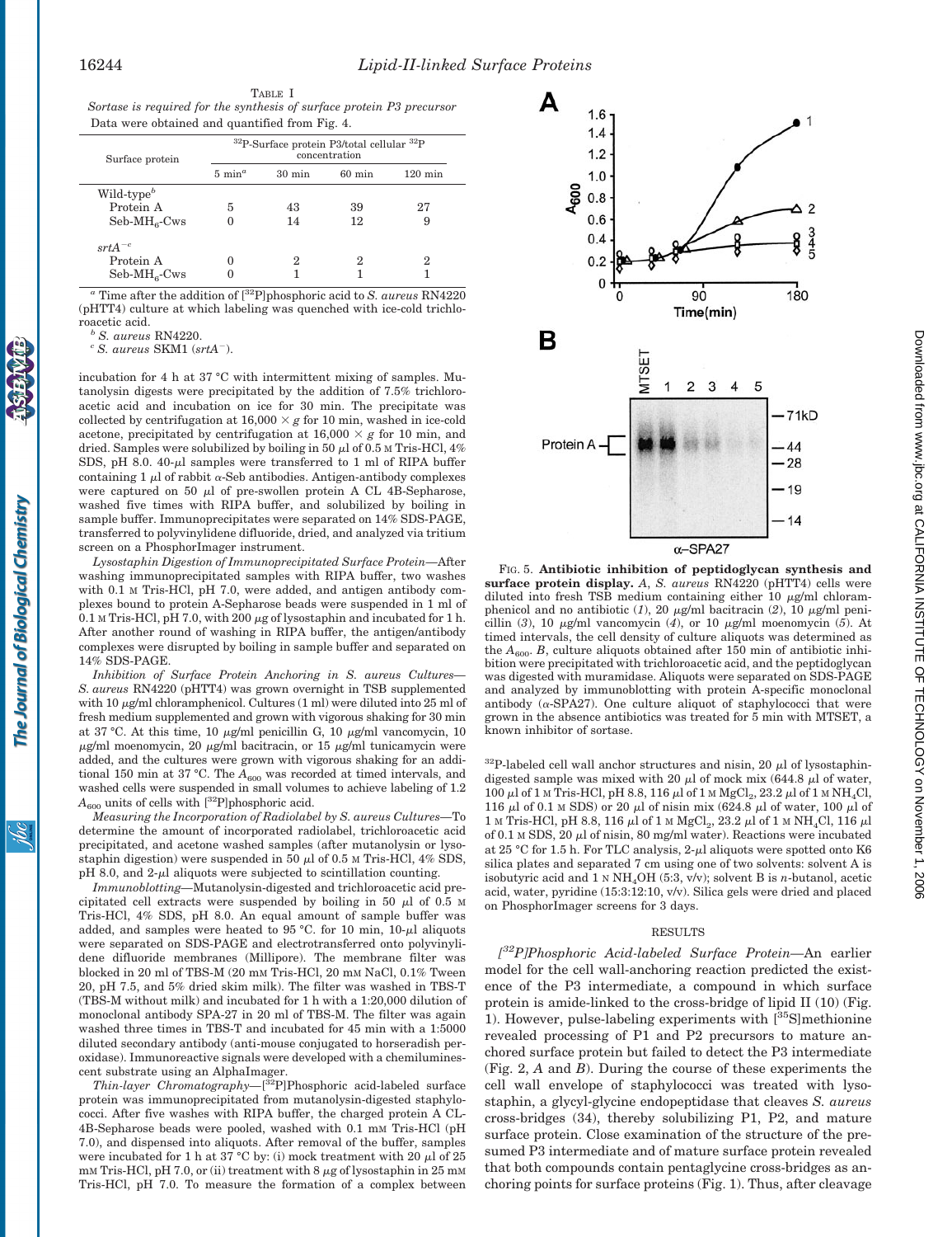TABLE I

*Sortase is required for the synthesis of surface protein P3 precursor*

Data were obtained and quantified from Fig. 4.

| Surface protein | $^{32}$P-Surface protein P3/total cellular $^{32}$P concentration | | | |
|---|---|---|---|---|
| | 5 min[a] | 30 min | 60 min | 120 min |
| Wild-type[b] | | | | |
| Protein A | 5 | 43 | 39 | 27 |
| Seb-$MH_6$-Cws | 0 | 14 | 12 | 9 |
| $srtA^{-c}$ | | | | |
| Protein A | 0 | 2 | 2 | 2 |
| Seb-$MH_6$-Cws | 0 | 1 | 1 | 1 |

[a] Time after the addition of [$^{32}$P]phosphoric acid to *S. aureus* RN4220 (pHTT4) culture at which labeling was quenched with ice-cold trichloroacetic acid.

[b] *S. aureus* RN4220.

[c] *S. aureus* SKM1 ($srtA^-$).

incubation for 4 h at 37 °C with intermittent mixing of samples. Mutanolysin digests were precipitated by the addition of 7.5% trichloroacetic acid and incubation on ice for 30 min. The precipitate was collected by centrifugation at 16,000 × *g* for 10 min, washed in ice-cold acetone, precipitated by centrifugation at 16,000 × *g* for 10 min, and dried. Samples were solubilized by boiling in 50 µl of 0.5 M Tris-HCl, 4% SDS, pH 8.0. 40-µl samples were transferred to 1 ml of RIPA buffer containing 1 µl of rabbit α-Seb antibodies. Antigen-antibody complexes were captured on 50 µl of pre-swollen protein A CL 4B-Sepharose, washed five times with RIPA buffer, and solubilized by boiling in sample buffer. Immunoprecipitates were separated on 14% SDS-PAGE, transferred to polyvinylidene difluoride, dried, and analyzed via tritium screen on a PhosphorImager instrument.

*Lysostaphin Digestion of Immunoprecipitated Surface Protein*—After washing immunoprecipitated samples with RIPA buffer, two washes with 0.1 M Tris-HCl, pH 7.0, were added, and antigen antibody complexes bound to protein A-Sepharose beads were suspended in 1 ml of 0.1 M Tris-HCl, pH 7.0, with 200 µg of lysostaphin and incubated for 1 h. After another round of washing in RIPA buffer, the antigen/antibody complexes were disrupted by boiling in sample buffer and separated on 14% SDS-PAGE.

*Inhibition of Surface Protein Anchoring in S. aureus Cultures*—*S. aureus* RN4220 (pHTT4) was grown overnight in TSB supplemented with 10 µg/ml chloramphenicol. Cultures (1 ml) were diluted into 25 ml of fresh medium supplemented and grown with vigorous shaking for 30 min at 37 °C. At this time, 10 µg/ml penicillin G, 10 µg/ml vancomycin, 10 µg/ml moenomycin, 20 µg/ml bacitracin, or 15 µg/ml tunicamycin were added, and the cultures were grown with vigorous shaking for an additional 150 min at 37 °C. The $A_{600}$ was recorded at timed intervals, and washed cells were suspended in small volumes to achieve labeling of 1.2 $A_{600}$ units of cells with [$^{32}$P]phosphoric acid.

*Measuring the Incorporation of Radiolabel by S. aureus Cultures*—To determine the amount of incorporated radiolabel, trichloroacetic acid precipitated, and acetone washed samples (after mutanolysin or lysostaphin digestion) were suspended in 50 µl of 0.5 M Tris-HCl, 4% SDS, pH 8.0, and 2-µl aliquots were subjected to scintillation counting.

*Immunoblotting*—Mutanolysin-digested and trichloroacetic acid precipitated cell extracts were suspended by boiling in 50 µl of 0.5 M Tris-HCl, 4% SDS, pH 8.0. An equal amount of sample buffer was added, and samples were heated to 95 °C. for 10 min, 10-µl aliquots were separated on SDS-PAGE and electrotransferred onto polyvinylidene difluoride membranes (Millipore). The membrane filter was blocked in 20 ml of TBS-M (20 mM Tris-HCl, 20 mM NaCl, 0.1% Tween 20, pH 7.5, and 5% dried skim milk). The filter was washed in TBS-T (TBS-M without milk) and incubated for 1 h with a 1:20,000 dilution of monoclonal antibody SPA-27 in 20 ml of TBS-M. The filter was again washed three times in TBS-T and incubated for 45 min with a 1:5000 diluted secondary antibody (anti-mouse conjugated to horseradish peroxidase). Immunoreactive signals were developed with a chemiluminescent substrate using an AlphaImager.

*Thin-layer Chromatography*—[$^{32}$P]Phosphoric acid-labeled surface protein was immunoprecipitated from mutanolysin-digested staphylococci. After five washes with RIPA buffer, the charged protein A CL-4B-Sepharose beads were pooled, washed with 0.1 mM Tris-HCl (pH 7.0), and dispensed into aliquots. After removal of the buffer, samples were incubated for 1 h at 37 °C by: (i) mock treatment with 20 µl of 25 mM Tris-HCl, pH 7.0, or (ii) treatment with 8 µg of lysostaphin in 25 mM Tris-HCl, pH 7.0. To measure the formation of a complex between

FIG. 5. **Antibiotic inhibition of peptidoglycan synthesis and surface protein display.** *A*, *S. aureus* RN4220 (pHTT4) cells were diluted into fresh TSB medium containing either 10 µg/ml chloramphenicol and no antibiotic (*1*), 20 µg/ml bacitracin (*2*), 10 µg/ml penicillin (*3*), 10 µg/ml vancomycin (*4*), or 10 µg/ml moenomycin (*5*). At timed intervals, the cell density of culture aliquots was determined as the $A_{600}$. *B*, culture aliquots obtained after 150 min of antibiotic inhibition were precipitated with trichloroacetic acid, and the peptidoglycan was digested with muramidase. Aliquots were separated on SDS-PAGE and analyzed by immunoblotting with protein A-specific monoclonal antibody (α-SPA27). One culture aliquot of staphylococci that were grown in the absence antibiotics was treated for 5 min with MTSET, a known inhibitor of sortase.

$^{32}$P-labeled cell wall anchor structures and nisin, 20 µl of lysostaphin-digested sample was mixed with 20 µl of mock mix (644.8 µl of water, 100 µl of 1 M Tris-HCl, pH 8.8, 116 µl of 1 M $MgCl_2$, 23.2 µl of 1 M $NH_4Cl$, 116 µl of 0.1 M SDS) or 20 µl of nisin mix (624.8 µl of water, 100 µl of 1 M Tris-HCl, pH 8.8, 116 µl of 1 M $MgCl_2$, 23.2 µl of 1 M $NH_4Cl$, 116 µl of 0.1 M SDS, 20 µl of nisin, 80 mg/ml water). Reactions were incubated at 25 °C for 1.5 h. For TLC analysis, 2-µl aliquots were spotted onto K6 silica plates and separated 7 cm using one of two solvents: solvent A is isobutyric acid and 1 N $NH_4OH$ (5:3, v/v); solvent B is *n*-butanol, acetic acid, water, pyridine (15:3:12:10, v/v). Silica gels were dried and placed on PhosphorImager screens for 3 days.

## RESULTS

*[$^{32}$P]Phosphoric Acid-labeled Surface Protein*—An earlier model for the cell wall-anchoring reaction predicted the existence of the P3 intermediate, a compound in which surface protein is amide-linked to the cross-bridge of lipid II (10) (Fig. 1). However, pulse-labeling experiments with [$^{35}$S]methionine revealed processing of P1 and P2 precursors to mature anchored surface protein but failed to detect the P3 intermediate (Fig. 2, *A* and *B*). During the course of these experiments the cell wall envelope of staphylococci was treated with lysostaphin, a glycyl-glycine endopeptidase that cleaves *S. aureus* cross-bridges (34), thereby solubilizing P1, P2, and mature surface protein. Close examination of the structure of the presumed P3 intermediate and of mature surface protein revealed that both compounds contain pentaglycine cross-bridges as anchoring points for surface proteins (Fig. 1). Thus, after cleavage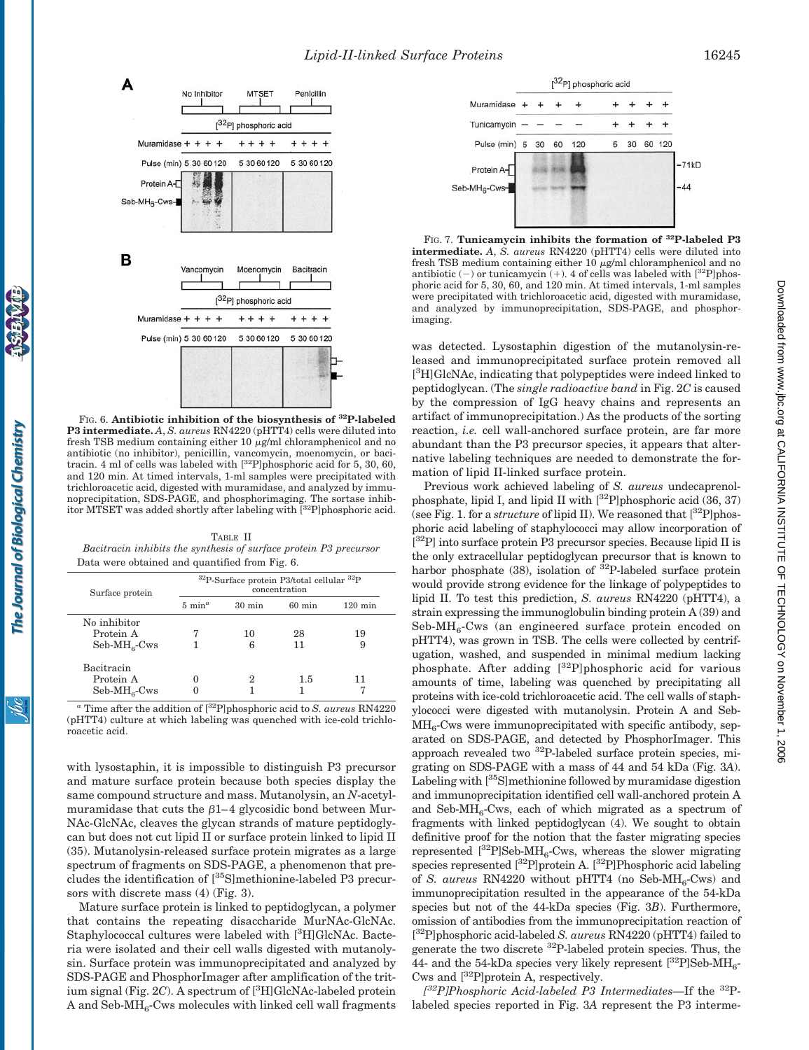FIG. 6. **Antibiotic inhibition of the biosynthesis of ³²P-labeled P3 intermediate.** *A*, *S. aureus* RN4220 (pHTT4) cells were diluted into fresh TSB medium containing either 10 μg/ml chloramphenicol and no antibiotic (no inhibitor), penicillin, vancomycin, moenomycin, or bacitracin. 4 ml of cells was labeled with [³²P]phosphoric acid for 5, 30, 60, and 120 min. At timed intervals, 1-ml samples were precipitated with trichloroacetic acid, digested with muramidase, and analyzed by immunoprecipitation, SDS-PAGE, and phosphorimaging. The sortase inhibitor MTSET was added shortly after labeling with [³²P]phosphoric acid.

TABLE II
*Bacitracin inhibits the synthesis of surface protein P3 precursor*
Data were obtained and quantified from Fig. 6.

| Surface protein | ³²P-Surface protein P3/total cellular ³²P concentration | | | |
|---|---|---|---|---|
| | 5 min[a] | 30 min | 60 min | 120 min |
| No inhibitor | | | | |
| Protein A | 7 | 10 | 28 | 19 |
| Seb-MH$_6$-Cws | 1 | 6 | 11 | 9 |
| Bacitracin | | | | |
| Protein A | 0 | 2 | 1.5 | 11 |
| Seb-MH$_6$-Cws | 0 | 1 | 1 | 7 |

[a] Time after the addition of [³²P]phosphoric acid to *S. aureus* RN4220 (pHTT4) culture at which labeling was quenched with ice-cold trichloroacetic acid.

with lysostaphin, it is impossible to distinguish P3 precursor and mature surface protein because both species display the same compound structure and mass. Mutanolysin, an *N*-acetylmuramidase that cuts the β1–4 glycosidic bond between MurNAc-GlcNAc, cleaves the glycan strands of mature peptidoglycan but does not cut lipid II or surface protein linked to lipid II (35). Mutanolysin-released surface protein migrates as a large spectrum of fragments on SDS-PAGE, a phenomenon that precludes the identification of [³⁵S]methionine-labeled P3 precursors with discrete mass (4) (Fig. 3).

Mature surface protein is linked to peptidoglycan, a polymer that contains the repeating disaccharide MurNAc-GlcNAc. Staphylococcal cultures were labeled with [³H]GlcNAc. Bacteria were isolated and their cell walls digested with mutanolysin. Surface protein was immunoprecipitated and analyzed by SDS-PAGE and PhosphorImager after amplification of the tritium signal (Fig. 2*C*). A spectrum of [³H]GlcNAc-labeled protein A and Seb-MH$_6$-Cws molecules with linked cell wall fragments was detected. Lysostaphin digestion of the mutanolysin-released and immunoprecipitated surface protein removed all [³H]GlcNAc, indicating that polypeptides were indeed linked to peptidoglycan. (The *single radioactive band* in Fig. 2*C* is caused by the compression of IgG heavy chains and represents an artifact of immunoprecipitation.) As the products of the sorting reaction, *i.e.* cell wall-anchored surface protein, are far more abundant than the P3 precursor species, it appears that alternative labeling techniques are needed to demonstrate the formation of lipid II-linked surface protein.

FIG. 7. **Tunicamycin inhibits the formation of ³²P-labeled P3 intermediate.** *A*, *S. aureus* RN4220 (pHTT4) cells were diluted into fresh TSB medium containing either 10 μg/ml chloramphenicol and no antibiotic (−) or tunicamycin (+). 4 of cells was labeled with [³²P]phosphoric acid for 5, 30, 60, and 120 min. At timed intervals, 1-ml samples were precipitated with trichloroacetic acid, digested with muramidase, and analyzed by immunoprecipitation, SDS-PAGE, and phosphorimaging.

Previous work achieved labeling of *S. aureus* undecaprenolphosphate, lipid I, and lipid II with [³²P]phosphoric acid (36, 37) (see Fig. 1. for a *structure* of lipid II). We reasoned that [³²P]phosphoric acid labeling of staphylococci may allow incorporation of [³²P] into surface protein P3 precursor species. Because lipid II is the only extracellular peptidoglycan precursor that is known to harbor phosphate (38), isolation of ³²P-labeled surface protein would provide strong evidence for the linkage of polypeptides to lipid II. To test this prediction, *S. aureus* RN4220 (pHTT4), a strain expressing the immunoglobulin binding protein A (39) and Seb-MH$_6$-Cws (an engineered surface protein encoded on pHTT4), was grown in TSB. The cells were collected by centrifugation, washed, and suspended in minimal medium lacking phosphate. After adding [³²P]phosphoric acid for various amounts of time, labeling was quenched by precipitating all proteins with ice-cold trichloroacetic acid. The cell walls of staphylococci were digested with mutanolysin. Protein A and Seb-MH$_6$-Cws were immunoprecipitated with specific antibody, separated on SDS-PAGE, and detected by PhosphorImager. This approach revealed two ³²P-labeled surface protein species, migrating on SDS-PAGE with a mass of 44 and 54 kDa (Fig. 3*A*). Labeling with [³⁵S]methionine followed by muramidase digestion and immunoprecipitation identified cell wall-anchored protein A and Seb-MH$_6$-Cws, each of which migrated as a spectrum of fragments with linked peptidoglycan (4). We sought to obtain definitive proof for the notion that the faster migrating species represented [³²P]Seb-MH$_6$-Cws, whereas the slower migrating species represented [³²P]protein A. [³²P]Phosphoric acid labeling of *S. aureus* RN4220 without pHTT4 (no Seb-MH$_6$-Cws) and immunoprecipitation resulted in the appearance of the 54-kDa species but not of the 44-kDa species (Fig. 3*B*). Furthermore, omission of antibodies from the immunoprecipitation reaction of [³²P]phosphoric acid-labeled *S. aureus* RN4220 (pHTT4) failed to generate the two discrete ³²P-labeled protein species. Thus, the 44- and the 54-kDa species very likely represent [³²P]Seb-MH$_6$-Cws and [³²P]protein A, respectively.

*[³²P]Phosphoric Acid-labeled P3 Intermediates*—If the ³²P-labeled species reported in Fig. 3*A* represent the P3 interme-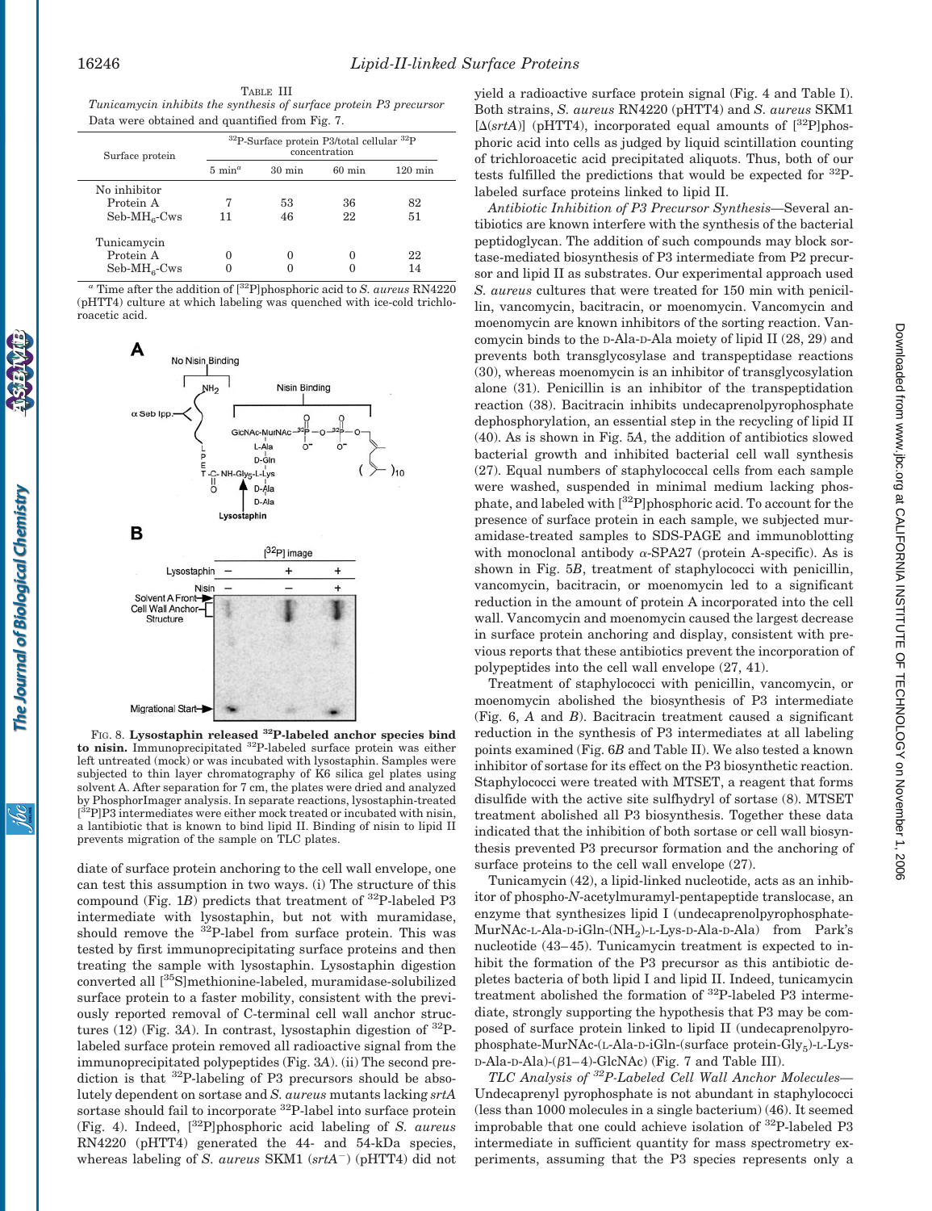TABLE III

*Tunicamycin inhibits the synthesis of surface protein P3 precursor*

Data were obtained and quantified from Fig. 7.

| Surface protein | $^{32}$P-Surface protein P3/total cellular $^{32}$P concentration | | | |
|---|---|---|---|---|
| | 5 min[a] | 30 min | 60 min | 120 min |
| No inhibitor | | | | |
| Protein A | 7 | 53 | 36 | 82 |
| Seb-MH$_6$-Cws | 11 | 46 | 22 | 51 |
| Tunicamycin | | | | |
| Protein A | 0 | 0 | 0 | 22 |
| Seb-MH$_6$-Cws | 0 | 0 | 0 | 14 |

[a] Time after the addition of [$^{32}$P]phosphoric acid to *S. aureus* RN4220 (pHTT4) culture at which labeling was quenched with ice-cold trichloroacetic acid.

FIG. 8. **Lysostaphin released $^{32}$P-labeled anchor species bind to nisin.** Immunoprecipitated $^{32}$P-labeled surface protein was either left untreated (mock) or was incubated with lysostaphin. Samples were subjected to thin layer chromatography of K6 silica gel plates using solvent A. After separation for 7 cm, the plates were dried and analyzed by PhosphorImager analysis. In separate reactions, lysostaphin-treated [$^{32}$P]P3 intermediates were either mock treated or incubated with nisin, a lantibiotic that is known to bind lipid II. Binding of nisin to lipid II prevents migration of the sample on TLC plates.

diate of surface protein anchoring to the cell wall envelope, one can test this assumption in two ways. (i) The structure of this compound (Fig. 1*B*) predicts that treatment of $^{32}$P-labeled P3 intermediate with lysostaphin, but not with muramidase, should remove the $^{32}$P-label from surface protein. This was tested by first immunoprecipitating surface proteins and then treating the sample with lysostaphin. Lysostaphin digestion converted all [$^{35}$S]methionine-labeled, muramidase-solubilized surface protein to a faster mobility, consistent with the previously reported removal of C-terminal cell wall anchor structures (12) (Fig. 3*A*). In contrast, lysostaphin digestion of $^{32}$P-labeled surface protein removed all radioactive signal from the immunoprecipitated polypeptides (Fig. 3*A*). (ii) The second prediction is that $^{32}$P-labeling of P3 precursors should be absolutely dependent on sortase and *S. aureus* mutants lacking *srtA* sortase should fail to incorporate $^{32}$P-label into surface protein (Fig. 4). Indeed, [$^{32}$P]phosphoric acid labeling of *S. aureus* RN4220 (pHTT4) generated the 44- and 54-kDa species, whereas labeling of *S. aureus* SKM1 (*srtA*$^{-}$) (pHTT4) did not yield a radioactive surface protein signal (Fig. 4 and Table I). Both strains, *S. aureus* RN4220 (pHTT4) and *S. aureus* SKM1 [Δ(*srtA*)] (pHTT4), incorporated equal amounts of [$^{32}$P]phosphoric acid into cells as judged by liquid scintillation counting of trichloroacetic acid precipitated aliquots. Thus, both of our tests fulfilled the predictions that would be expected for $^{32}$P-labeled surface proteins linked to lipid II.

*Antibiotic Inhibition of P3 Precursor Synthesis*—Several antibiotics are known interfere with the synthesis of the bacterial peptidoglycan. The addition of such compounds may block sortase-mediated biosynthesis of P3 intermediate from P2 precursor and lipid II as substrates. Our experimental approach used *S. aureus* cultures that were treated for 150 min with penicillin, vancomycin, bacitracin, or moenomycin. Vancomycin and moenomycin are known inhibitors of the sorting reaction. Vancomycin binds to the D-Ala-D-Ala moiety of lipid II (28, 29) and prevents both transglycosylase and transpeptidase reactions (30), whereas moenomycin is an inhibitor of transglycosylation alone (31). Penicillin is an inhibitor of the transpeptidation reaction (38). Bacitracin inhibits undecaprenolpyrophosphate dephosphorylation, an essential step in the recycling of lipid II (40). As is shown in Fig. 5*A*, the addition of antibiotics slowed bacterial growth and inhibited bacterial cell wall synthesis (27). Equal numbers of staphylococcal cells from each sample were washed, suspended in minimal medium lacking phosphate, and labeled with [$^{32}$P]phosphoric acid. To account for the presence of surface protein in each sample, we subjected muramidase-treated samples to SDS-PAGE and immunoblotting with monoclonal antibody α-SPA27 (protein A-specific). As is shown in Fig. 5*B*, treatment of staphylococci with penicillin, vancomycin, bacitracin, or moenomycin led to a significant reduction in the amount of protein A incorporated into the cell wall. Vancomycin and moenomycin caused the largest decrease in surface protein anchoring and display, consistent with previous reports that these antibiotics prevent the incorporation of polypeptides into the cell wall envelope (27, 41).

Treatment of staphylococci with penicillin, vancomycin, or moenomycin abolished the biosynthesis of P3 intermediate (Fig. 6, *A* and *B*). Bacitracin treatment caused a significant reduction in the synthesis of P3 intermediates at all labeling points examined (Fig. 6*B* and Table II). We also tested a known inhibitor of sortase for its effect on the P3 biosynthetic reaction. Staphylococci were treated with MTSET, a reagent that forms disulfide with the active site sulfhydryl of sortase (8). MTSET treatment abolished all P3 biosynthesis. Together these data indicated that the inhibition of both sortase or cell wall biosynthesis prevented P3 precursor formation and the anchoring of surface proteins to the cell wall envelope (27).

Tunicamycin (42), a lipid-linked nucleotide, acts as an inhibitor of phospho-*N*-acetylmuramyl-pentapeptide translocase, an enzyme that synthesizes lipid I (undecaprenolpyrophosphate-MurNAc-L-Ala-D-iGln-(NH$_2$)-L-Lys-D-Ala-D-Ala) from Park's nucleotide (43–45). Tunicamycin treatment is expected to inhibit the formation of the P3 precursor as this antibiotic depletes bacteria of both lipid I and lipid II. Indeed, tunicamycin treatment abolished the formation of $^{32}$P-labeled P3 intermediate, strongly supporting the hypothesis that P3 may be composed of surface protein linked to lipid II (undecaprenolpyrophosphate-MurNAc-(L-Ala-D-iGln-(surface protein-Gly$_5$)-L-Lys-D-Ala-D-Ala)-(β1–4)-GlcNAc) (Fig. 7 and Table III).

*TLC Analysis of $^{32}$P-Labeled Cell Wall Anchor Molecules*—Undecaprenyl pyrophosphate is not abundant in staphylococci (less than 1000 molecules in a single bacterium) (46). It seemed improbable that one could achieve isolation of $^{32}$P-labeled P3 intermediate in sufficient quantity for mass spectrometry experiments, assuming that the P3 species represents only a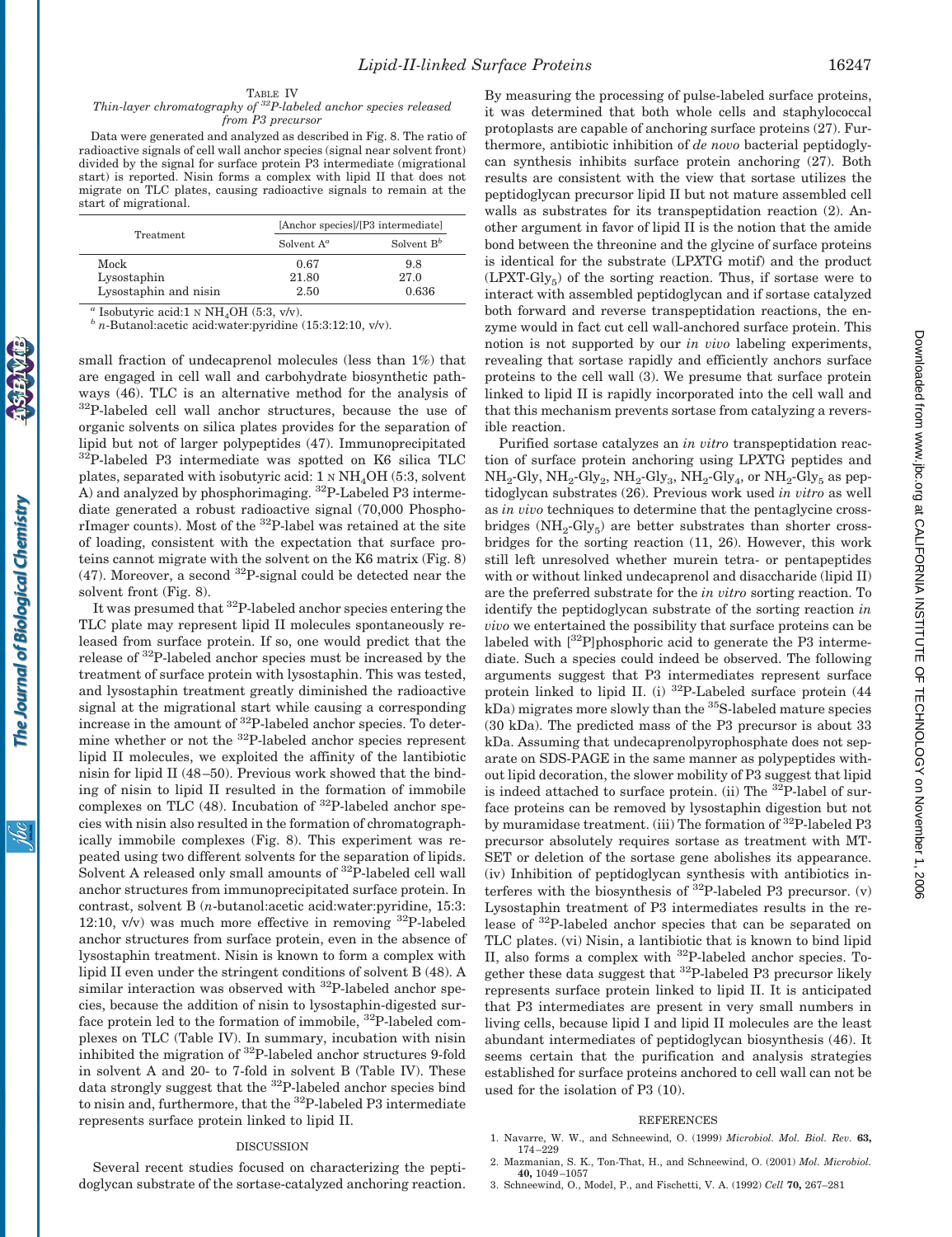Table IV
*Thin-layer chromatography of $^{32}$P-labeled anchor species released from P3 precursor*

Data were generated and analyzed as described in Fig. 8. The ratio of radioactive signals of cell wall anchor species (signal near solvent front) divided by the signal for surface protein P3 intermediate (migrational start) is reported. Nisin forms a complex with lipid II that does not migrate on TLC plates, causing radioactive signals to remain at the start of migrational.

| Treatment | [Anchor species]/[P3 intermediate] | |
|---|---|---|
| | Solvent A[a] | Solvent B[b] |
| Mock | 0.67 | 9.8 |
| Lysostaphin | 21.80 | 27.0 |
| Lysostaphin and nisin | 2.50 | 0.636 |

[a] Isobutyric acid:1 N $NH_4OH$ (5:3, v/v).
[b] *n*-Butanol:acetic acid:water:pyridine (15:3:12:10, v/v).

small fraction of undecaprenol molecules (less than 1%) that are engaged in cell wall and carbohydrate biosynthetic pathways (46). TLC is an alternative method for the analysis of $^{32}$P-labeled cell wall anchor structures, because the use of organic solvents on silica plates provides for the separation of lipid but not of larger polypeptides (47). Immunoprecipitated $^{32}$P-labeled P3 intermediate was spotted on K6 silica TLC plates, separated with isobutyric acid: 1 N $NH_4OH$ (5:3, solvent A) and analyzed by phosphorimaging. $^{32}$P-Labeled P3 intermediate generated a robust radioactive signal (70,000 PhosphorImager counts). Most of the $^{32}$P-label was retained at the site of loading, consistent with the expectation that surface proteins cannot migrate with the solvent on the K6 matrix (Fig. 8) (47). Moreover, a second $^{32}$P-signal could be detected near the solvent front (Fig. 8).

It was presumed that $^{32}$P-labeled anchor species entering the TLC plate may represent lipid II molecules spontaneously released from surface protein. If so, one would predict that the release of $^{32}$P-labeled anchor species must be increased by the treatment of surface protein with lysostaphin. This was tested, and lysostaphin treatment greatly diminished the radioactive signal at the migrational start while causing a corresponding increase in the amount of $^{32}$P-labeled anchor species. To determine whether or not the $^{32}$P-labeled anchor species represent lipid II molecules, we exploited the affinity of the lantibiotic nisin for lipid II (48–50). Previous work showed that the binding of nisin to lipid II resulted in the formation of immobile complexes on TLC (48). Incubation of $^{32}$P-labeled anchor species with nisin also resulted in the formation of chromatographically immobile complexes (Fig. 8). This experiment was repeated using two different solvents for the separation of lipids. Solvent A released only small amounts of $^{32}$P-labeled cell wall anchor structures from immunoprecipitated surface protein. In contrast, solvent B (*n*-butanol:acetic acid:water:pyridine, 15:3:12:10, v/v) was much more effective in removing $^{32}$P-labeled anchor structures from surface protein, even in the absence of lysostaphin treatment. Nisin is known to form a complex with lipid II even under the stringent conditions of solvent B (48). A similar interaction was observed with $^{32}$P-labeled anchor species, because the addition of nisin to lysostaphin-digested surface protein led to the formation of immobile, $^{32}$P-labeled complexes on TLC (Table IV). In summary, incubation with nisin inhibited the migration of $^{32}$P-labeled anchor structures 9-fold in solvent A and 20- to 7-fold in solvent B (Table IV). These data strongly suggest that the $^{32}$P-labeled anchor species bind to nisin and, furthermore, that the $^{32}$P-labeled P3 intermediate represents surface protein linked to lipid II.

## DISCUSSION

Several recent studies focused on characterizing the peptidoglycan substrate of the sortase-catalyzed anchoring reaction. By measuring the processing of pulse-labeled surface proteins, it was determined that both whole cells and staphylococcal protoplasts are capable of anchoring surface proteins (27). Furthermore, antibiotic inhibition of *de novo* bacterial peptidoglycan synthesis inhibits surface protein anchoring (27). Both results are consistent with the view that sortase utilizes the peptidoglycan precursor lipid II but not mature assembled cell walls as substrates for its transpeptidation reaction (2). Another argument in favor of lipid II is the notion that the amide bond between the threonine and the glycine of surface proteins is identical for the substrate (LP*X*TG motif) and the product (LPXT-$Gly_5$) of the sorting reaction. Thus, if sortase were to interact with assembled peptidoglycan and if sortase catalyzed both forward and reverse transpeptidation reactions, the enzyme would in fact cut cell wall-anchored surface protein. This notion is not supported by our *in vivo* labeling experiments, revealing that sortase rapidly and efficiently anchors surface proteins to the cell wall (3). We presume that surface protein linked to lipid II is rapidly incorporated into the cell wall and that this mechanism prevents sortase from catalyzing a reversible reaction.

Purified sortase catalyzes an *in vitro* transpeptidation reaction of surface protein anchoring using LP*X*TG peptides and $NH_2$-Gly, $NH_2$-$Gly_2$, $NH_2$-$Gly_3$, $NH_2$-$Gly_4$, or $NH_2$-$Gly_5$ as peptidoglycan substrates (26). Previous work used *in vitro* as well as *in vivo* techniques to determine that the pentaglycine crossbridges ($NH_2$-$Gly_5$) are better substrates than shorter crossbridges for the sorting reaction (11, 26). However, this work still left unresolved whether murein tetra- or pentapeptides with or without linked undecaprenol and disaccharide (lipid II) are the preferred substrate for the *in vitro* sorting reaction. To identify the peptidoglycan substrate of the sorting reaction *in vivo* we entertained the possibility that surface proteins can be labeled with [$^{32}$P]phosphoric acid to generate the P3 intermediate. Such a species could indeed be observed. The following arguments suggest that P3 intermediates represent surface protein linked to lipid II. (i) $^{32}$P-Labeled surface protein (44 kDa) migrates more slowly than the $^{35}$S-labeled mature species (30 kDa). The predicted mass of the P3 precursor is about 33 kDa. Assuming that undecaprenolpyrophosphate does not separate on SDS-PAGE in the same manner as polypeptides without lipid decoration, the slower mobility of P3 suggest that lipid is indeed attached to surface protein. (ii) The $^{32}$P-label of surface proteins can be removed by lysostaphin digestion but not by muramidase treatment. (iii) The formation of $^{32}$P-labeled P3 precursor absolutely requires sortase as treatment with MTSET or deletion of the sortase gene abolishes its appearance. (iv) Inhibition of peptidoglycan synthesis with antibiotics interferes with the biosynthesis of $^{32}$P-labeled P3 precursor. (v) Lysostaphin treatment of P3 intermediates results in the release of $^{32}$P-labeled anchor species that can be separated on TLC plates. (vi) Nisin, a lantibiotic that is known to bind lipid II, also forms a complex with $^{32}$P-labeled anchor species. Together these data suggest that $^{32}$P-labeled P3 precursor likely represents surface protein linked to lipid II. It is anticipated that P3 intermediates are present in very small numbers in living cells, because lipid I and lipid II molecules are the least abundant intermediates of peptidoglycan biosynthesis (46). It seems certain that the purification and analysis strategies established for surface proteins anchored to cell wall can not be used for the isolation of P3 (10).

## REFERENCES

1. Navarre, W. W., and Schneewind, O. (1999) *Microbiol. Mol. Biol. Rev.* **63,** 174–229
2. Mazmanian, S. K., Ton-That, H., and Schneewind, O. (2001) *Mol. Microbiol.* **40,** 1049–1057
3. Schneewind, O., Model, P., and Fischetti, V. A. (1992) *Cell* **70,** 267–281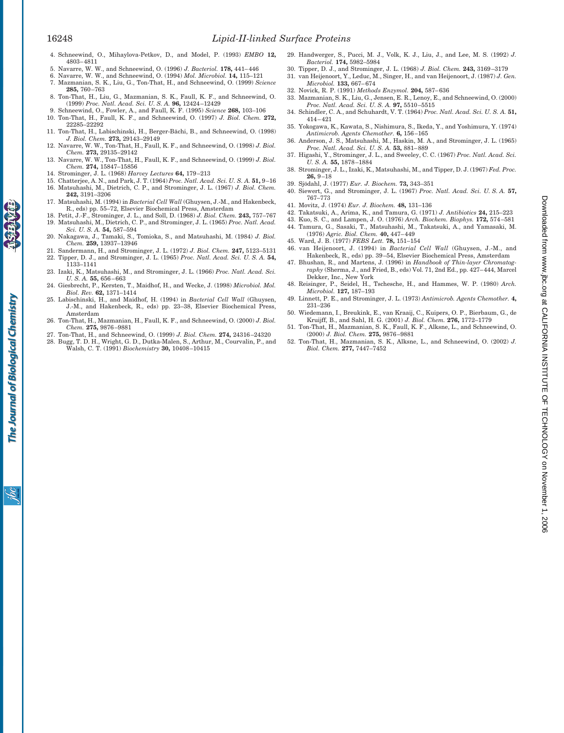4. Schneewind, O., Mihaylova-Petkov, D., and Model, P. (1993) *EMBO* **12,** 4803–4811
5. Navarre, W. W., and Schneewind, O. (1996) *J. Bacteriol.* **178,** 441–446
6. Navarre, W. W., and Schneewind, O. (1994) *Mol. Microbiol.* **14,** 115–121
7. Mazmanian, S. K., Liu, G., Ton-That, H., and Schneewind, O. (1999) *Science* **285,** 760–763
8. Ton-That, H., Liu, G., Mazmanian, S. K., Faull, K. F., and Schneewind, O. (1999) *Proc. Natl. Acad. Sci. U. S. A.* **96,** 12424–12429
9. Schneewind, O., Fowler, A., and Faull, K. F. (1995) *Science* **268,** 103–106
10. Ton-That, H., Faull, K. F., and Schneewind, O. (1997) *J. Biol. Chem.* **272,** 22285–22292
11. Ton-That, H., Labischinski, H., Berger-Bächi, B., and Schneewind, O. (1998) *J. Biol. Chem.* **273,** 29143–29149
12. Navarre, W. W., Ton-That, H., Faull, K. F., and Schneewind, O. (1998) *J. Biol. Chem.* **273,** 29135–29142
13. Navarre, W. W., Ton-That, H., Faull, K. F., and Schneewind, O. (1999) *J. Biol. Chem.* **274,** 15847–15856
14. Strominger, J. L. (1968) *Harvey Lectures* **64,** 179–213
15. Chatterjee, A. N., and Park, J. T. (1964) *Proc. Natl. Acad. Sci. U. S. A.* **51,** 9–16
16. Matsuhashi, M., Dietrich, C. P., and Strominger, J. L. (1967) *J. Biol. Chem.* **242,** 3191–3206
17. Matsuhashi, M. (1994) in *Bacterial Cell Wall* (Ghuysen, J.-M., and Hakenbeck, R., eds) pp. 55–72, Elsevier Biochemical Press, Amsterdam
18. Petit, J.-F., Strominger, J. L., and Soll, D. (1968) *J. Biol. Chem.* **243,** 757–767
19. Matsuhashi, M., Dietrich, C. P., and Strominger, J. L. (1965) *Proc. Natl. Acad. Sci. U. S. A.* **54,** 587–594
20. Nakagawa, J., Tamaki, S., Tomioka, S., and Matsuhashi, M. (1984) *J. Biol. Chem.* **259,** 13937–13946
21. Sandermann, H., and Strominger, J. L. (1972) *J. Biol. Chem.* **247,** 5123–5131
22. Tipper, D. J., and Strominger, J. L. (1965) *Proc. Natl. Acad. Sci. U. S. A.* **54,** 1133–1141
23. Izaki, K., Matsuhashi, M., and Strominger, J. L. (1966) *Proc. Natl. Acad. Sci. U. S. A.* **55,** 656–663
24. Giesbrecht, P., Kersten, T., Maidhof, H., and Wecke, J. (1998) *Microbiol. Mol. Biol. Rev.* **62,** 1371–1414
25. Labischinski, H., and Maidhof, H. (1994) in *Bacterial Cell Wall* (Ghuysen, J.-M., and Hakenbeck, R., eds) pp. 23–38, Elsevier Biochemical Press, Amsterdam
26. Ton-That, H., Mazmanian, H., Faull, K. F., and Schneewind, O. (2000) *J. Biol. Chem.* **275,** 9876–9881
27. Ton-That, H., and Schneewind, O. (1999) *J. Biol. Chem.* **274,** 24316–24320
28. Bugg, T. D. H., Wright, G. D., Dutka-Malen, S., Arthur, M., Courvalin, P., and Walsh, C. T. (1991) *Biochemistry* **30,** 10408–10415
29. Handwerger, S., Pucci, M. J., Volk, K. J., Liu, J., and Lee, M. S. (1992) *J. Bacteriol.* **174,** 5982–5984
30. Tipper, D. J., and Strominger, J. L. (1968) *J. Biol. Chem.* **243,** 3169–3179
31. van Heijenoort, Y., Leduc, M., Singer, H., and van Heijenoort, J. (1987) *J. Gen. Microbiol.* **133,** 667–674
32. Novick, R. P. (1991) *Methods Enzymol.* **204,** 587–636
33. Mazmanian, S. K., Liu, G., Jensen, E. R., Lenoy, E., and Schneewind, O. (2000) *Proc. Natl. Acad. Sci. U. S. A.* **97,** 5510–5515
34. Schindler, C. A., and Schuhardt, V. T. (1964) *Proc. Natl. Acad. Sci. U. S. A.* **51,** 414–421
35. Yokogawa, K., Kawata, S., Nishimura, S., Ikeda, Y., and Yoshimura, Y. (1974) *Antimicrob. Agents Chemother.* **6,** 156–165
36. Anderson, J. S., Matsuhashi, M., Haskin, M. A., and Strominger, J. L. (1965) *Proc. Natl. Acad. Sci. U. S. A.* **53,** 881–889
37. Higashi, Y., Strominger, J. L., and Sweeley, C. C. (1967) *Proc. Natl. Acad. Sci. U. S. A.* **55,** 1878–1884
38. Strominger, J. L., Izaki, K., Matsuhashi, M., and Tipper, D. J. (1967) *Fed. Proc.* **26,** 9–18
39. Sjödahl, J. (1977) *Eur. J. Biochem.* **73,** 343–351
40. Siewert, G., and Strominger, J. L. (1967) *Proc. Natl. Acad. Sci. U. S. A.* **57,** 767–773
41. Movitz, J. (1974) *Eur. J. Biochem.* **48,** 131–136
42. Takatsuki, A., Arima, K., and Tamura, G. (1971) *J. Antibiotics* **24,** 215–223
43. Kuo, S. C., and Lampen, J. O. (1976) *Arch. Biochem. Biophys.* **172,** 574–581
44. Tamura, G., Sasaki, T., Matsuhashi, M., Takatsuki, A., and Yamasaki, M. (1976) *Agric. Biol. Chem.* **40,** 447–449
45. Ward, J. B. (1977) *FEBS Lett.* **78,** 151–154
46. van Heijenoort, J. (1994) in *Bacterial Cell Wall* (Ghuysen, J.-M., and Hakenbeck, R., eds) pp. 39–54, Elsevier Biochemical Press, Amsterdam
47. Bhushan, R., and Martens, J. (1996) in *Handbook of Thin-layer Chromatography* (Sherma, J., and Fried, B., eds) Vol. 71, 2nd Ed., pp. 427–444, Marcel Dekker, Inc., New York
48. Reisinger, P., Seidel, H., Tschesche, H., and Hammes, W. P. (1980) *Arch. Microbiol.* **127,** 187–193
49. Linnett, P. E., and Strominger, J. L. (1973) *Antimicrob. Agents Chemother.* **4,** 231–236
50. Wiedemann, I., Breukink, E., van Kraaij, C., Kuipers, O. P., Bierbaum, G., de Kruijff, B., and Sahl, H. G. (2001) *J. Biol. Chem.* **276,** 1772–1779
51. Ton-That, H., Mazmanian, S. K., Faull, K. F., Alksne, L., and Schneewind, O. (2000) *J. Biol. Chem.* **275,** 9876–9881
52. Ton-That, H., Mazmanian, S. K., Alksne, L., and Schneewind, O. (2002) *J. Biol. Chem.* **277,** 7447–7452